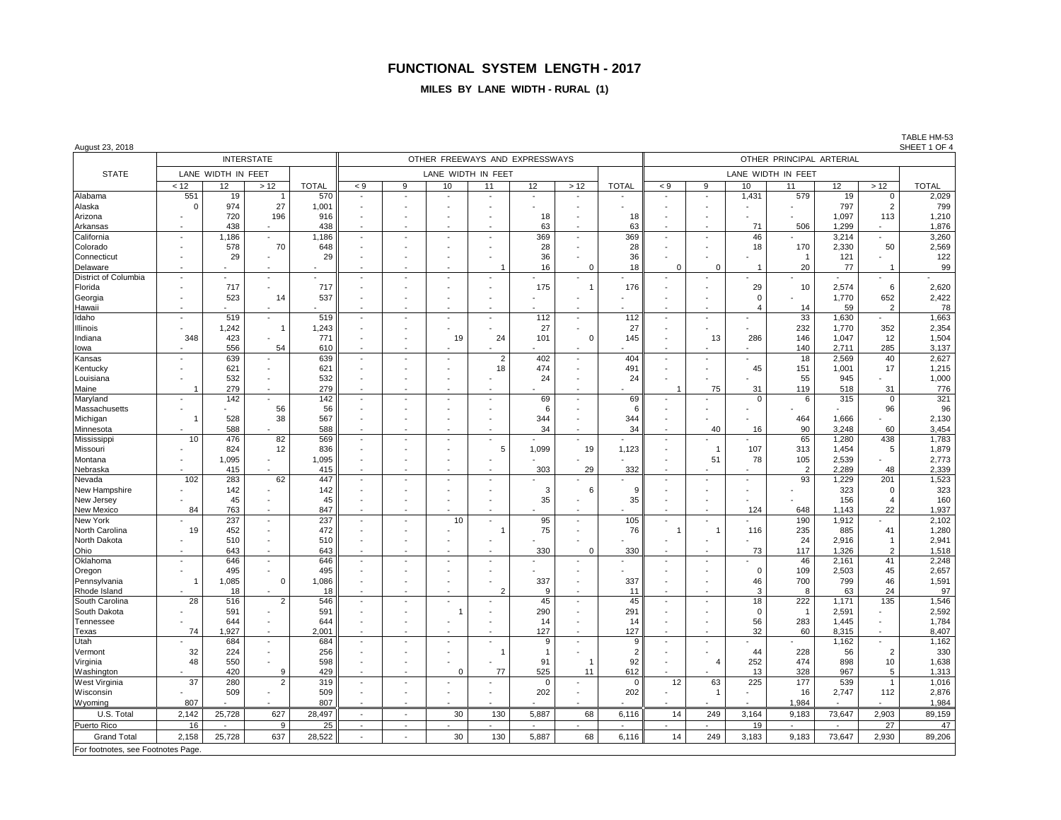# FUNCTIONAL SYSTEM LENGTH - 2017

## MILES BY LANE WIDTH - RURAL (1)

August 23, 2018

TABLE HM-53
SHEET 1 OF 4

| STATE | INTERSTATE | | | | OTHER FREEWAYS AND EXPRESSWAYS | | | | | | | OTHER PRINCIPAL ARTERIAL | | | | | | |
|---|---|---|---|---|---|---|---|---|---|---|---|---|---|---|---|---|---|---|
| | LANE WIDTH IN FEET | | | | LANE WIDTH IN FEET | | | | | | | LANE WIDTH IN FEET | | | | | | |
| | < 12 | 12 | > 12 | TOTAL | < 9 | 9 | 10 | 11 | 12 | > 12 | TOTAL | < 9 | 9 | 10 | 11 | 12 | > 12 | TOTAL |
| Alabama | 551 | 19 | 1 | 570 | - | - | - | - | - | - | - | - | - | 1,431 | 579 | 19 | 0 | 2,029 |
| Alaska | 0 | 974 | 27 | 1,001 | - | - | - | - | - | - | - | - | - | - | - | 797 | 2 | 799 |
| Arizona | - | 720 | 196 | 916 | - | - | - | - | 18 | - | 18 | - | - | - | - | 1,097 | 113 | 1,210 |
| Arkansas | - | 438 | - | 438 | - | - | - | - | 63 | - | 63 | - | - | 71 | 506 | 1,299 | - | 1,876 |
| California | - | 1,186 | - | 1,186 | - | - | - | - | 369 | - | 369 | - | - | 46 | - | 3,214 | - | 3,260 |
| Colorado | - | 578 | 70 | 648 | - | - | - | - | 28 | - | 28 | - | - | 18 | 170 | 2,330 | 50 | 2,569 |
| Connecticut | - | 29 | - | 29 | - | - | - | - | 36 | - | 36 | - | - | - | 1 | 121 | - | 122 |
| Delaware | - | - | - | - | - | - | - | 1 | 16 | 0 | 18 | 0 | 0 | 1 | 20 | 77 | 1 | 99 |
| District of Columbia | - | - | - | - | - | - | - | - | - | - | - | - | - | - | - | - | - | - |
| Florida | - | 717 | - | 717 | - | - | - | - | 175 | 1 | 176 | - | - | 29 | 10 | 2,574 | 6 | 2,620 |
| Georgia | - | 523 | 14 | 537 | - | - | - | - | - | - | - | - | - | 0 | - | 1,770 | 652 | 2,422 |
| Hawaii | - | - | - | - | - | - | - | - | - | - | - | - | - | 4 | 14 | 59 | 2 | 78 |
| Idaho | - | 519 | - | 519 | - | - | - | - | 112 | - | 112 | - | - | - | 33 | 1,630 | - | 1,663 |
| Illinois | - | 1,242 | 1 | 1,243 | - | - | - | - | 27 | - | 27 | - | - | - | 232 | 1,770 | 352 | 2,354 |
| Indiana | 348 | 423 | - | 771 | - | - | 19 | 24 | 101 | 0 | 145 | - | 13 | 286 | 146 | 1,047 | 12 | 1,504 |
| Iowa | - | 556 | 54 | 610 | - | - | - | - | - | - | - | - | - | - | 140 | 2,711 | 285 | 3,137 |
| Kansas | - | 639 | - | 639 | - | - | - | 2 | 402 | - | 404 | - | - | - | 18 | 2,569 | 40 | 2,627 |
| Kentucky | - | 621 | - | 621 | - | - | - | 18 | 474 | - | 491 | - | - | 45 | 151 | 1,001 | 17 | 1,215 |
| Louisiana | - | 532 | - | 532 | - | - | - | - | 24 | - | 24 | - | - | - | 55 | 945 | - | 1,000 |
| Maine | 1 | 279 | - | 279 | - | - | - | - | - | - | - | 1 | 75 | 31 | 119 | 518 | 31 | 776 |
| Maryland | - | 142 | - | 142 | - | - | - | - | 69 | - | 69 | - | - | 0 | 6 | 315 | 0 | 321 |
| Massachusetts | - | - | 56 | 56 | - | - | - | - | 6 | - | 6 | - | - | - | - | - | 96 | 96 |
| Michigan | 1 | 528 | 38 | 567 | - | - | - | - | 344 | - | 344 | - | - | - | 464 | 1,666 | - | 2,130 |
| Minnesota | - | 588 | - | 588 | - | - | - | - | 34 | - | 34 | - | 40 | 16 | 90 | 3,248 | 60 | 3,454 |
| Mississippi | 10 | 476 | 82 | 569 | - | - | - | - | - | - | - | - | - | - | 65 | 1,280 | 438 | 1,783 |
| Missouri | - | 824 | 12 | 836 | - | - | - | 5 | 1,099 | 19 | 1,123 | - | 1 | 107 | 313 | 1,454 | 5 | 1,879 |
| Montana | - | 1,095 | - | 1,095 | - | - | - | - | - | - | - | - | 51 | 78 | 105 | 2,539 | - | 2,773 |
| Nebraska | - | 415 | - | 415 | - | - | - | - | 303 | 29 | 332 | - | - | - | 2 | 2,289 | 48 | 2,339 |
| Nevada | 102 | 283 | 62 | 447 | - | - | - | - | - | - | - | - | - | - | 93 | 1,229 | 201 | 1,523 |
| New Hampshire | - | 142 | - | 142 | - | - | - | - | 3 | 6 | 9 | - | - | - | - | 323 | 0 | 323 |
| New Jersey | - | 45 | - | 45 | - | - | - | - | 35 | - | 35 | - | - | - | - | 156 | 4 | 160 |
| New Mexico | 84 | 763 | - | 847 | - | - | - | - | - | - | - | - | - | 124 | 648 | 1,143 | 22 | 1,937 |
| New York | - | 237 | - | 237 | - | - | 10 | - | 95 | - | 105 | - | - | - | 190 | 1,912 | - | 2,102 |
| North Carolina | 19 | 452 | - | 472 | - | - | - | 1 | 75 | - | 76 | 1 | 1 | 116 | 235 | 885 | 41 | 1,280 |
| North Dakota | - | 510 | - | 510 | - | - | - | - | - | - | - | - | - | - | 24 | 2,916 | 1 | 2,941 |
| Ohio | - | 643 | - | 643 | - | - | - | - | 330 | 0 | 330 | - | - | 73 | 117 | 1,326 | 2 | 1,518 |
| Oklahoma | - | 646 | - | 646 | - | - | - | - | - | - | - | - | - | - | 46 | 2,161 | 41 | 2,248 |
| Oregon | - | 495 | - | 495 | - | - | - | - | - | - | - | - | - | 0 | 109 | 2,503 | 45 | 2,657 |
| Pennsylvania | 1 | 1,085 | 0 | 1,086 | - | - | - | - | 337 | - | 337 | - | - | 46 | 700 | 799 | 46 | 1,591 |
| Rhode Island | - | 18 | - | 18 | - | - | - | 2 | 9 | - | 11 | - | - | 3 | 8 | 63 | 24 | 97 |
| South Carolina | 28 | 516 | 2 | 546 | - | - | - | - | 45 | - | 45 | - | - | 18 | 222 | 1,171 | 135 | 1,546 |
| South Dakota | - | 591 | - | 591 | - | - | 1 | - | 290 | - | 291 | - | - | 0 | 1 | 2,591 | - | 2,592 |
| Tennessee | - | 644 | - | 644 | - | - | - | - | 14 | - | 14 | - | - | 56 | 283 | 1,445 | - | 1,784 |
| Texas | 74 | 1,927 | - | 2,001 | - | - | - | - | 127 | - | 127 | - | - | 32 | 60 | 8,315 | - | 8,407 |
| Utah | - | 684 | - | 684 | - | - | - | - | 9 | - | 9 | - | - | - | - | 1,162 | - | 1,162 |
| Vermont | 32 | 224 | - | 256 | - | - | - | 1 | 1 | - | 2 | - | - | 44 | 228 | 56 | 2 | 330 |
| Virginia | 48 | 550 | - | 598 | - | - | - | - | 91 | 1 | 92 | - | 4 | 252 | 474 | 898 | 10 | 1,638 |
| Washington | - | 420 | 9 | 429 | - | - | 0 | 77 | 525 | 11 | 612 | - | - | 13 | 328 | 967 | 5 | 1,313 |
| West Virginia | 37 | 280 | 2 | 319 | - | - | - | - | 0 | - | 0 | 12 | 63 | 225 | 177 | 539 | 1 | 1,016 |
| Wisconsin | - | 509 | - | 509 | - | - | - | - | 202 | - | 202 | - | 1 | - | 16 | 2,747 | 112 | 2,876 |
| Wyoming | 807 | - | - | 807 | - | - | - | - | - | - | - | - | - | - | 1,984 | - | - | 1,984 |
| U.S. Total | 2,142 | 25,728 | 627 | 28,497 | - | - | 30 | 130 | 5,887 | 68 | 6,116 | 14 | 249 | 3,164 | 9,183 | 73,647 | 2,903 | 89,159 |
| Puerto Rico | 16 | - | 9 | 25 | - | - | - | - | - | - | - | - | - | 19 | - | - | 27 | 47 |
| Grand Total | 2,158 | 25,728 | 637 | 28,522 | - | - | 30 | 130 | 5,887 | 68 | 6,116 | 14 | 249 | 3,183 | 9,183 | 73,647 | 2,930 | 89,206 |

For footnotes, see Footnotes Page.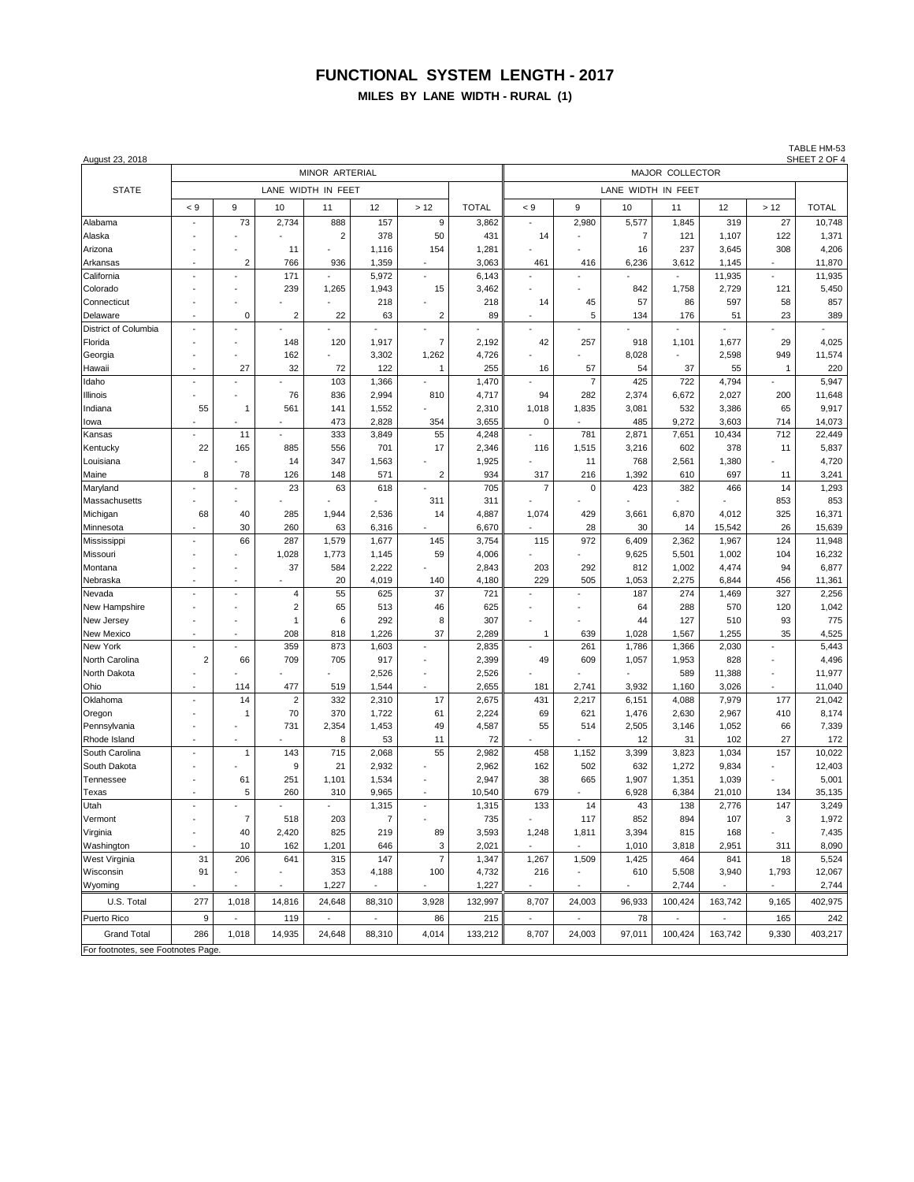# FUNCTIONAL SYSTEM LENGTH - 2017

## MILES BY LANE WIDTH - RURAL (1)

August 23, 2018

TABLE HM-53
SHEET 2 OF 4

| STATE | MINOR ARTERIAL | | | | | | | MAJOR COLLECTOR | | | | | | |
|---|---|---|---|---|---|---|---|---|---|---|---|---|---|---|
| | LANE WIDTH IN FEET | | | | | | | LANE WIDTH IN FEET | | | | | | |
| | < 9 | 9 | 10 | 11 | 12 | > 12 | TOTAL | < 9 | 9 | 10 | 11 | 12 | > 12 | TOTAL |
| Alabama | - | 73 | 2,734 | 888 | 157 | 9 | 3,862 | - | 2,980 | 5,577 | 1,845 | 319 | 27 | 10,748 |
| Alaska | - | - | - | 2 | 378 | 50 | 431 | 14 | - | 7 | 121 | 1,107 | 122 | 1,371 |
| Arizona | - | - | 11 | - | 1,116 | 154 | 1,281 | - | - | 16 | 237 | 3,645 | 308 | 4,206 |
| Arkansas | - | 2 | 766 | 936 | 1,359 | - | 3,063 | 461 | 416 | 6,236 | 3,612 | 1,145 | - | 11,870 |
| California | - | - | 171 | - | 5,972 | - | 6,143 | - | - | - | - | 11,935 | - | 11,935 |
| Colorado | - | - | 239 | 1,265 | 1,943 | 15 | 3,462 | - | - | 842 | 1,758 | 2,729 | 121 | 5,450 |
| Connecticut | - | - | - | - | 218 | - | 218 | 14 | 45 | 57 | 86 | 597 | 58 | 857 |
| Delaware | - | 0 | 2 | 22 | 63 | 2 | 89 | - | 5 | 134 | 176 | 51 | 23 | 389 |
| District of Columbia | - | - | - | - | - | - | - | - | - | - | - | - | - | - |
| Florida | - | - | 148 | 120 | 1,917 | 7 | 2,192 | 42 | 257 | 918 | 1,101 | 1,677 | 29 | 4,025 |
| Georgia | - | - | 162 | - | 3,302 | 1,262 | 4,726 | - | - | 8,028 | - | 2,598 | 949 | 11,574 |
| Hawaii | - | 27 | 32 | 72 | 122 | 1 | 255 | 16 | 57 | 54 | 37 | 55 | 1 | 220 |
| Idaho | - | - | - | 103 | 1,366 | - | 1,470 | - | 7 | 425 | 722 | 4,794 | - | 5,947 |
| Illinois | - | - | 76 | 836 | 2,994 | 810 | 4,717 | 94 | 282 | 2,374 | 6,672 | 2,027 | 200 | 11,648 |
| Indiana | 55 | 1 | 561 | 141 | 1,552 | - | 2,310 | 1,018 | 1,835 | 3,081 | 532 | 3,386 | 65 | 9,917 |
| Iowa | - | - | - | 473 | 2,828 | 354 | 3,655 | 0 | - | 485 | 9,272 | 3,603 | 714 | 14,073 |
| Kansas | - | 11 | - | 333 | 3,849 | 55 | 4,248 | - | 781 | 2,871 | 7,651 | 10,434 | 712 | 22,449 |
| Kentucky | 22 | 165 | 885 | 556 | 701 | 17 | 2,346 | 116 | 1,515 | 3,216 | 602 | 378 | 11 | 5,837 |
| Louisiana | - | - | 14 | 347 | 1,563 | - | 1,925 | - | 11 | 768 | 2,561 | 1,380 | - | 4,720 |
| Maine | 8 | 78 | 126 | 148 | 571 | 2 | 934 | 317 | 216 | 1,392 | 610 | 697 | 11 | 3,241 |
| Maryland | - | - | 23 | 63 | 618 | - | 705 | 7 | 0 | 423 | 382 | 466 | 14 | 1,293 |
| Massachusetts | - | - | - | - | - | 311 | 311 | - | - | - | - | - | 853 | 853 |
| Michigan | 68 | 40 | 285 | 1,944 | 2,536 | 14 | 4,887 | 1,074 | 429 | 3,661 | 6,870 | 4,012 | 325 | 16,371 |
| Minnesota | - | 30 | 260 | 63 | 6,316 | - | 6,670 | - | 28 | 30 | 14 | 15,542 | 26 | 15,639 |
| Mississippi | - | 66 | 287 | 1,579 | 1,677 | 145 | 3,754 | 115 | 972 | 6,409 | 2,362 | 1,967 | 124 | 11,948 |
| Missouri | - | - | 1,028 | 1,773 | 1,145 | 59 | 4,006 | - | - | 9,625 | 5,501 | 1,002 | 104 | 16,232 |
| Montana | - | - | 37 | 584 | 2,222 | - | 2,843 | 203 | 292 | 812 | 1,002 | 4,474 | 94 | 6,877 |
| Nebraska | - | - | - | 20 | 4,019 | 140 | 4,180 | 229 | 505 | 1,053 | 2,275 | 6,844 | 456 | 11,361 |
| Nevada | - | - | 4 | 55 | 625 | 37 | 721 | - | - | 187 | 274 | 1,469 | 327 | 2,256 |
| New Hampshire | - | - | 2 | 65 | 513 | 46 | 625 | - | - | 64 | 288 | 570 | 120 | 1,042 |
| New Jersey | - | - | 1 | 6 | 292 | 8 | 307 | - | - | 44 | 127 | 510 | 93 | 775 |
| New Mexico | - | - | 208 | 818 | 1,226 | 37 | 2,289 | 1 | 639 | 1,028 | 1,567 | 1,255 | 35 | 4,525 |
| New York | - | - | 359 | 873 | 1,603 | - | 2,835 | - | 261 | 1,786 | 1,366 | 2,030 | - | 5,443 |
| North Carolina | 2 | 66 | 709 | 705 | 917 | - | 2,399 | 49 | 609 | 1,057 | 1,953 | 828 | - | 4,496 |
| North Dakota | - | - | - | - | 2,526 | - | 2,526 | - | - | - | 589 | 11,388 | - | 11,977 |
| Ohio | - | 114 | 477 | 519 | 1,544 | - | 2,655 | 181 | 2,741 | 3,932 | 1,160 | 3,026 | - | 11,040 |
| Oklahoma | - | 14 | 2 | 332 | 2,310 | 17 | 2,675 | 431 | 2,217 | 6,151 | 4,088 | 7,979 | 177 | 21,042 |
| Oregon | - | 1 | 70 | 370 | 1,722 | 61 | 2,224 | 69 | 621 | 1,476 | 2,630 | 2,967 | 410 | 8,174 |
| Pennsylvania | - | - | 731 | 2,354 | 1,453 | 49 | 4,587 | 55 | 514 | 2,505 | 3,146 | 1,052 | 66 | 7,339 |
| Rhode Island | - | - | - | 8 | 53 | 11 | 72 | - | - | 12 | 31 | 102 | 27 | 172 |
| South Carolina | - | 1 | 143 | 715 | 2,068 | 55 | 2,982 | 458 | 1,152 | 3,399 | 3,823 | 1,034 | 157 | 10,022 |
| South Dakota | - | - | 9 | 21 | 2,932 | - | 2,962 | 162 | 502 | 632 | 1,272 | 9,834 | - | 12,403 |
| Tennessee | - | 61 | 251 | 1,101 | 1,534 | - | 2,947 | 38 | 665 | 1,907 | 1,351 | 1,039 | - | 5,001 |
| Texas | - | 5 | 260 | 310 | 9,965 | - | 10,540 | 679 | - | 6,928 | 6,384 | 21,010 | 134 | 35,135 |
| Utah | - | - | - | - | 1,315 | - | 1,315 | 133 | 14 | 43 | 138 | 2,776 | 147 | 3,249 |
| Vermont | - | 7 | 518 | 203 | 7 | - | 735 | - | 117 | 852 | 894 | 107 | 3 | 1,972 |
| Virginia | - | 40 | 2,420 | 825 | 219 | 89 | 3,593 | 1,248 | 1,811 | 3,394 | 815 | 168 | - | 7,435 |
| Washington | - | 10 | 162 | 1,201 | 646 | 3 | 2,021 | - | - | 1,010 | 3,818 | 2,951 | 311 | 8,090 |
| West Virginia | 31 | 206 | 641 | 315 | 147 | 7 | 1,347 | 1,267 | 1,509 | 1,425 | 464 | 841 | 18 | 5,524 |
| Wisconsin | 91 | - | - | 353 | 4,188 | 100 | 4,732 | 216 | - | 610 | 5,508 | 3,940 | 1,793 | 12,067 |
| Wyoming | - | - | - | 1,227 | - | - | 1,227 | - | - | - | 2,744 | - | - | 2,744 |
| U.S. Total | 277 | 1,018 | 14,816 | 24,648 | 88,310 | 3,928 | 132,997 | 8,707 | 24,003 | 96,933 | 100,424 | 163,742 | 9,165 | 402,975 |
| Puerto Rico | 9 | - | 119 | - | - | 86 | 215 | - | - | 78 | - | - | 165 | 242 |
| Grand Total | 286 | 1,018 | 14,935 | 24,648 | 88,310 | 4,014 | 133,212 | 8,707 | 24,003 | 97,011 | 100,424 | 163,742 | 9,330 | 403,217 |

For footnotes, see Footnotes Page.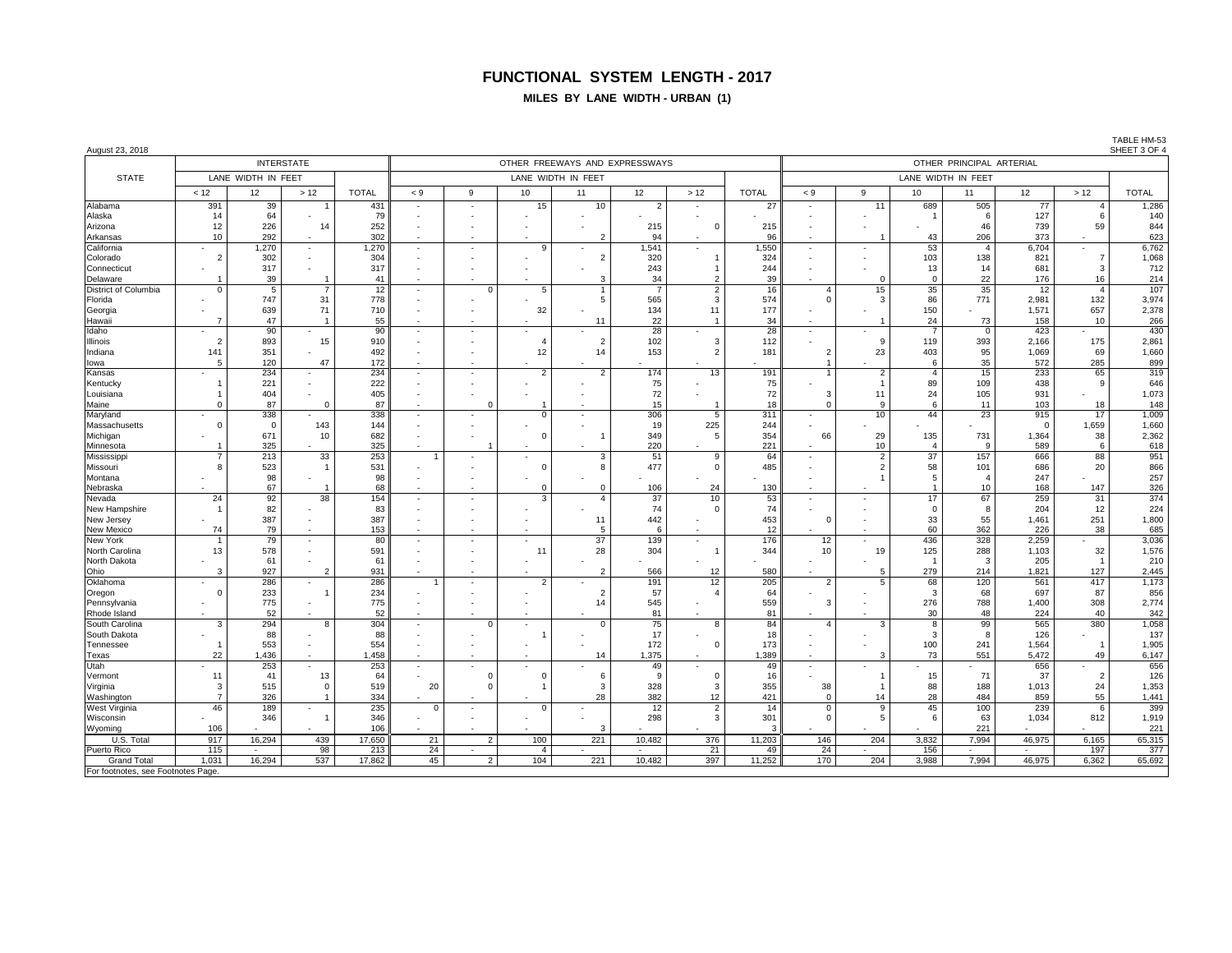# FUNCTIONAL SYSTEM LENGTH - 2017

## MILES BY LANE WIDTH - URBAN (1)

August 23, 2018

TABLE HM-53
SHEET 3 OF 4

| STATE | INTERSTATE | | | | OTHER FREEWAYS AND EXPRESSWAYS | | | | | | | OTHER PRINCIPAL ARTERIAL | | | | | | |
|---|---|---|---|---|---|---|---|---|---|---|---|---|---|---|---|---|---|---|
| | LANE WIDTH IN FEET | | | | LANE WIDTH IN FEET | | | | | | | LANE WIDTH IN FEET | | | | | | |
| | < 12 | 12 | > 12 | TOTAL | < 9 | 9 | 10 | 11 | 12 | > 12 | TOTAL | < 9 | 9 | 10 | 11 | 12 | > 12 | TOTAL |
| Alabama | 391 | 39 | 1 | 431 | - | - | 15 | 10 | 2 | - | 27 | - | 11 | 689 | 505 | 77 | 4 | 1,286 |
| Alaska | 14 | 64 | - | 79 | - | - | - | - | - | - | - | - | - | 1 | 6 | 127 | 6 | 140 |
| Arizona | 12 | 226 | 14 | 252 | - | - | - | - | 215 | 0 | 215 | - | - | - | 46 | 739 | 59 | 844 |
| Arkansas | 10 | 292 | - | 302 | - | - | - | 2 | 94 | - | 96 | - | 1 | 43 | 206 | 373 | - | 623 |
| California | - | 1,270 | - | 1,270 | - | - | 9 | - | 1,541 | - | 1,550 | - | - | 53 | 4 | 6,704 | - | 6,762 |
| Colorado | 2 | 302 | - | 304 | - | - | - | 2 | 320 | 1 | 324 | - | - | 103 | 138 | 821 | 7 | 1,068 |
| Connecticut | - | 317 | - | 317 | - | - | - | - | 243 | 1 | 244 | - | - | 13 | 14 | 681 | 3 | 712 |
| Delaware | 1 | 39 | 1 | 41 | - | - | - | 3 | 34 | 2 | 39 | - | 0 | 0 | 22 | 176 | 16 | 214 |
| District of Columbia | 0 | 5 | 7 | 12 | - | 0 | 5 | 1 | 7 | 2 | 16 | 4 | 15 | 35 | 35 | 12 | 4 | 107 |
| Florida | - | 747 | 31 | 778 | - | - | - | 5 | 565 | 3 | 574 | 0 | 3 | 86 | 771 | 2,981 | 132 | 3,974 |
| Georgia | - | 639 | 71 | 710 | - | - | 32 | - | 134 | 11 | 177 | - | - | 150 | - | 1,571 | 657 | 2,378 |
| Hawaii | 7 | 47 | 1 | 55 | - | - | - | 11 | 22 | 1 | 34 | - | 1 | 24 | 73 | 158 | 10 | 266 |
| Idaho | - | 90 | - | 90 | - | - | - | - | 28 | - | 28 | - | - | 7 | 0 | 423 | - | 430 |
| Illinois | 2 | 893 | 15 | 910 | - | - | 4 | 2 | 102 | 3 | 112 | - | 9 | 119 | 393 | 2,166 | 175 | 2,861 |
| Indiana | 141 | 351 | - | 492 | - | - | 12 | 14 | 153 | 2 | 181 | 2 | 23 | 403 | 95 | 1,069 | 69 | 1,660 |
| Iowa | 5 | 120 | 47 | 172 | - | - | - | - | - | - | - | 1 | - | 6 | 35 | 572 | 285 | 899 |
| Kansas | - | 234 | - | 234 | - | - | 2 | 2 | 174 | 13 | 191 | 1 | 2 | 4 | 15 | 233 | 65 | 319 |
| Kentucky | 1 | 221 | - | 222 | - | - | - | - | 75 | - | 75 | - | 1 | 89 | 109 | 438 | 9 | 646 |
| Louisiana | 1 | 404 | - | 405 | - | - | - | - | 72 | - | 72 | 3 | 11 | 24 | 105 | 931 | - | 1,073 |
| Maine | 0 | 87 | 0 | 87 | - | 0 | 1 | - | 15 | 1 | 18 | 0 | 9 | 6 | 11 | 103 | 18 | 148 |
| Maryland | - | 338 | - | 338 | - | - | 0 | - | 306 | 5 | 311 | - | 10 | 44 | 23 | 915 | 17 | 1,009 |
| Massachusetts | 0 | 0 | 143 | 144 | - | - | - | - | 19 | 225 | 244 | - | - | - | - | 0 | 1,659 | 1,660 |
| Michigan | - | 671 | 10 | 682 | - | - | 0 | 1 | 349 | 5 | 354 | 66 | 29 | 135 | 731 | 1,364 | 38 | 2,362 |
| Minnesota | 1 | 325 | - | 325 | - | 1 | - | - | 220 | - | 221 | - | 10 | 4 | 9 | 589 | 6 | 618 |
| Mississippi | 7 | 213 | 33 | 253 | 1 | - | - | 3 | 51 | 9 | 64 | - | 2 | 37 | 157 | 666 | 88 | 951 |
| Missouri | 8 | 523 | 1 | 531 | - | - | 0 | 8 | 477 | 0 | 485 | - | 2 | 58 | 101 | 686 | 20 | 866 |
| Montana | - | 98 | - | 98 | - | - | - | - | - | - | - | - | 1 | 5 | 4 | 247 | - | 257 |
| Nebraska | - | 67 | 1 | 68 | - | - | 0 | 0 | 106 | 24 | 130 | - | - | 1 | 10 | 168 | 147 | 326 |
| Nevada | 24 | 92 | 38 | 154 | - | - | 3 | 4 | 37 | 10 | 53 | - | - | 17 | 67 | 259 | 31 | 374 |
| New Hampshire | 1 | 82 | - | 83 | - | - | - | - | 74 | 0 | 74 | - | - | 0 | 8 | 204 | 12 | 224 |
| New Jersey | - | 387 | - | 387 | - | - | - | 11 | 442 | - | 453 | 0 | - | 33 | 55 | 1,461 | 251 | 1,800 |
| New Mexico | 74 | 79 | - | 153 | - | - | - | 5 | 6 | - | 12 | - | - | 60 | 362 | 226 | 38 | 685 |
| New York | 1 | 79 | - | 80 | - | - | - | 37 | 139 | - | 176 | 12 | - | 436 | 328 | 2,259 | - | 3,036 |
| North Carolina | 13 | 578 | - | 591 | - | - | 11 | 28 | 304 | 1 | 344 | 10 | 19 | 125 | 288 | 1,103 | 32 | 1,576 |
| North Dakota | - | 61 | - | 61 | - | - | - | - | - | - | - | - | - | 1 | 3 | 205 | 1 | 210 |
| Ohio | 3 | 927 | 2 | 931 | - | - | - | 2 | 566 | 12 | 580 | - | 5 | 279 | 214 | 1,821 | 127 | 2,445 |
| Oklahoma | - | 286 | - | 286 | 1 | - | 2 | - | 191 | 12 | 205 | 2 | 5 | 68 | 120 | 561 | 417 | 1,173 |
| Oregon | 0 | 233 | 1 | 234 | - | - | - | 2 | 57 | 4 | 64 | - | - | 3 | 68 | 697 | 87 | 856 |
| Pennsylvania | - | 775 | - | 775 | - | - | - | 14 | 545 | - | 559 | 3 | - | 276 | 788 | 1,400 | 308 | 2,774 |
| Rhode Island | - | 52 | - | 52 | - | - | - | - | 81 | - | 81 | - | - | 30 | 48 | 224 | 40 | 342 |
| South Carolina | 3 | 294 | 8 | 304 | - | 0 | - | 0 | 75 | 8 | 84 | 4 | 3 | 8 | 99 | 565 | 380 | 1,058 |
| South Dakota | - | 88 | - | 88 | - | - | 1 | - | 17 | - | 18 | - | - | 3 | 8 | 126 | - | 137 |
| Tennessee | 1 | 553 | - | 554 | - | - | - | - | 172 | 0 | 173 | - | - | 100 | 241 | 1,564 | 1 | 1,905 |
| Texas | 22 | 1,436 | - | 1,458 | - | - | - | 14 | 1,375 | - | 1,389 | - | 3 | 73 | 551 | 5,472 | 49 | 6,147 |
| Utah | - | 253 | - | 253 | - | - | - | - | 49 | - | 49 | - | - | - | - | 656 | - | 656 |
| Vermont | 11 | 41 | 13 | 64 | - | 0 | 0 | 6 | 9 | 0 | 16 | - | 1 | 15 | 71 | 37 | 2 | 126 |
| Virginia | 3 | 515 | 0 | 519 | 20 | 0 | 1 | 3 | 328 | 3 | 355 | 38 | 1 | 88 | 188 | 1,013 | 24 | 1,353 |
| Washington | 7 | 326 | 1 | 334 | - | - | - | 28 | 382 | 12 | 421 | 0 | 14 | 28 | 484 | 859 | 55 | 1,441 |
| West Virginia | 46 | 189 | - | 235 | 0 | - | 0 | - | 12 | 2 | 14 | 0 | 9 | 45 | 100 | 239 | 6 | 399 |
| Wisconsin | - | 346 | 1 | 346 | - | - | - | - | 298 | 3 | 301 | 0 | 5 | 6 | 63 | 1,034 | 812 | 1,919 |
| Wyoming | 106 | - | - | 106 | - | - | - | 3 | - | - | 3 | - | - | - | 221 | - | - | 221 |
| U.S. Total | 917 | 16,294 | 439 | 17,650 | 21 | 2 | 100 | 221 | 10,482 | 376 | 11,203 | 146 | 204 | 3,832 | 7,994 | 46,975 | 6,165 | 65,315 |
| Puerto Rico | 115 | - | 98 | 213 | 24 | - | 4 | - | - | 21 | 49 | 24 | - | 156 | - | - | 197 | 377 |
| Grand Total | 1,031 | 16,294 | 537 | 17,862 | 45 | 2 | 104 | 221 | 10,482 | 397 | 11,252 | 170 | 204 | 3,988 | 7,994 | 46,975 | 6,362 | 65,692 |

For footnotes, see Footnotes Page.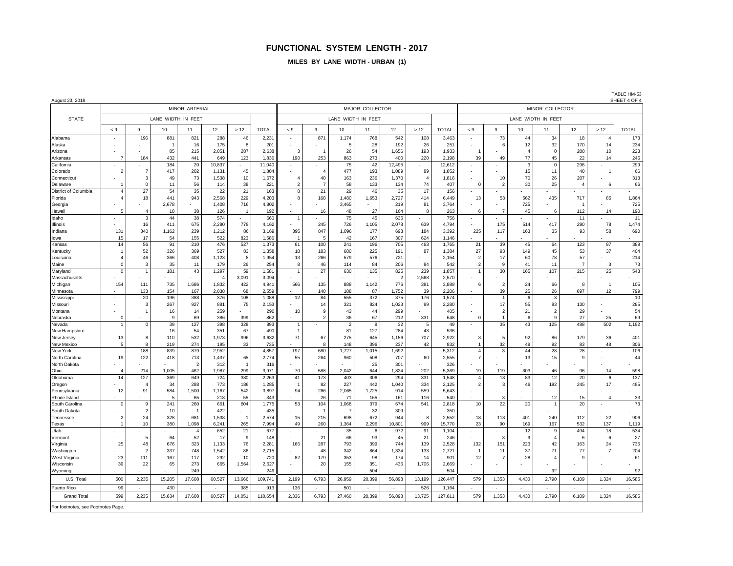# FUNCTIONAL SYSTEM LENGTH - 2017

## MILES BY LANE WIDTH - URBAN (1)

August 23, 2018

TABLE HM-53
SHEET 4 OF 4

| STATE | MINOR ARTERIAL | | | | | | | MAJOR COLLECTOR | | | | | | | MINOR COLLECTOR | | | | | | |
|---|---|---|---|---|---|---|---|---|---|---|---|---|---|---|---|---|---|---|---|---|---|
| | LANE WIDTH IN FEET | | | | | | TOTAL | LANE WIDTH IN FEET | | | | | | TOTAL | LANE WIDTH IN FEET | | | | | | TOTAL |
| | < 9 | 9 | 10 | 11 | 12 | > 12 | | < 9 | 9 | 10 | 11 | 12 | > 12 | | < 9 | 9 | 10 | 11 | 12 | > 12 | |
| Alabama | - | 196 | 881 | 821 | 288 | 46 | 2,231 | - | 871 | 1,174 | 768 | 542 | 108 | 3,463 | - | 73 | 44 | 34 | 18 | 4 | 173 |
| Alaska | - | - | 1 | 16 | 175 | 8 | 201 | - | - | 5 | 28 | 192 | 26 | 251 | - | 6 | 12 | 32 | 170 | 14 | 234 |
| Arizona | - | - | 85 | 215 | 2,051 | 287 | 2,638 | 3 | 1 | 26 | 54 | 1,656 | 193 | 1,933 | 1 | - | 4 | 0 | 208 | 10 | 223 |
| Arkansas | 7 | 184 | 432 | 441 | 649 | 123 | 1,836 | 190 | 253 | 863 | 273 | 400 | 220 | 2,198 | 39 | 49 | 77 | 45 | 22 | 14 | 245 |
| California | - | - | 184 | 20 | 10,837 | - | 11,040 | - | - | 75 | 42 | 12,495 | - | 12,612 | - | - | 3 | 0 | 296 | - | 299 |
| Colorado | 2 | 7 | 417 | 202 | 1,131 | 45 | 1,804 | - | 4 | 477 | 193 | 1,089 | 89 | 1,852 | - | - | 15 | 11 | 40 | 1 | 66 |
| Connecticut | - | 3 | 49 | 73 | 1,538 | 10 | 1,672 | 4 | 40 | 163 | 236 | 1,370 | 4 | 1,816 | - | 10 | 70 | 26 | 207 | - | 313 |
| Delaware | 1 | 0 | 11 | 56 | 114 | 38 | 221 | 2 | 7 | 58 | 133 | 134 | 74 | 407 | 0 | 2 | 30 | 25 | 4 | 6 | 66 |
| District of Columbia | 4 | 27 | 54 | 35 | 22 | 21 | 163 | 8 | 21 | 29 | 46 | 35 | 17 | 156 | - | - | - | - | - | - | - |
| Florida | 4 | 18 | 441 | 943 | 2,568 | 229 | 4,203 | 8 | 168 | 1,480 | 1,653 | 2,727 | 414 | 6,449 | 13 | 53 | 562 | 435 | 717 | 85 | 1,864 |
| Georgia | - | - | 2,678 | - | 1,408 | 716 | 4,802 | - | - | 3,465 | - | 219 | 81 | 3,764 | - | - | 725 | - | 1 | - | 725 |
| Hawaii | 5 | 4 | 18 | 38 | 126 | 1 | 192 | - | 16 | 48 | 27 | 164 | 8 | 263 | 6 | 7 | 45 | 6 | 112 | 14 | 190 |
| Idaho | - | 3 | 44 | 38 | 574 | - | 660 | 1 | - | 75 | 45 | 635 | - | 756 | - | - | - | - | 11 | - | 11 |
| Illinois | - | 16 | 411 | 675 | 2,280 | 779 | 4,162 | - | 245 | 726 | 1,105 | 2,078 | 639 | 4,794 | - | 175 | 514 | 417 | 290 | 78 | 1,474 |
| Indiana | 131 | 340 | 1,162 | 239 | 1,212 | 86 | 3,169 | 395 | 847 | 1,096 | 177 | 693 | 184 | 3,392 | 225 | 117 | 163 | 35 | 93 | 58 | 690 |
| Iowa | 15 | 17 | 54 | 155 | 522 | 823 | 1,586 | 1 | 5 | 42 | 167 | 307 | 624 | 1,146 | - | - | - | - | - | - | - |
| Kansas | 14 | 56 | 91 | 210 | 476 | 527 | 1,373 | 61 | 100 | 241 | 196 | 705 | 463 | 1,765 | 21 | 39 | 45 | 64 | 123 | 97 | 389 |
| Kentucky | 1 | 52 | 326 | 369 | 527 | 83 | 1,358 | 18 | 183 | 680 | 225 | 191 | 87 | 1,384 | 27 | 93 | 149 | 45 | 53 | 37 | 404 |
| Louisiana | 4 | 46 | 366 | 408 | 1,123 | 8 | 1,954 | 13 | 266 | 579 | 576 | 721 | - | 2,154 | 2 | 17 | 60 | 78 | 57 | - | 214 |
| Maine | 0 | 3 | 35 | 11 | 179 | 26 | 254 | 8 | 46 | 114 | 84 | 206 | 84 | 542 | 2 | 9 | 41 | 11 | 7 | 3 | 73 |
| Maryland | 0 | 1 | 181 | 43 | 1,297 | 59 | 1,581 | 1 | 27 | 630 | 135 | 825 | 239 | 1,857 | 1 | 30 | 165 | 107 | 215 | 25 | 543 |
| Massachusetts | - | - | - | - | 4 | 3,091 | 3,094 | - | - | - | - | 2 | 2,568 | 2,570 | - | - | - | - | - | - | - |
| Michigan | 154 | 111 | 735 | 1,686 | 1,832 | 422 | 4,941 | 566 | 135 | 888 | 1,142 | 776 | 381 | 3,889 | 6 | 2 | 24 | 66 | 8 | 1 | 105 |
| Minnesota | - | 133 | 154 | 167 | 2,038 | 68 | 2,559 | - | 140 | 188 | 87 | 1,752 | 39 | 2,206 | - | 39 | 25 | 26 | 697 | 12 | 799 |
| Mississippi | - | 20 | 196 | 388 | 376 | 108 | 1,088 | 12 | 84 | 555 | 372 | 375 | 176 | 1,574 | - | 1 | 6 | 3 | - | - | 10 |
| Missouri | - | 3 | 267 | 927 | 881 | 75 | 2,153 | - | 14 | 321 | 824 | 1,023 | 99 | 2,280 | - | 17 | 55 | 83 | 130 | - | 285 |
| Montana | - | 1 | 16 | 14 | 259 | - | 290 | 10 | 9 | 43 | 44 | 299 | - | 405 | - | 2 | 21 | 2 | 29 | - | 54 |
| Nebraska | 0 | - | 9 | 69 | 386 | 399 | 862 | - | 2 | 36 | 67 | 212 | 331 | 648 | 0 | 1 | 6 | 9 | 27 | 25 | 69 |
| Nevada | 1 | 0 | 39 | 127 | 398 | 328 | 893 | 1 | - | 2 | 9 | 32 | 5 | 49 | - | 35 | 43 | 125 | 488 | 502 | 1,192 |
| New Hampshire | - | - | 16 | 54 | 351 | 67 | 490 | 1 | - | 81 | 127 | 284 | 43 | 536 | - | - | - | - | - | - | - |
| New Jersey | 13 | 8 | 110 | 532 | 1,973 | 996 | 3,632 | 71 | 67 | 275 | 645 | 1,156 | 707 | 2,922 | 3 | 5 | 92 | 86 | 179 | 36 | 401 |
| New Mexico | 5 | 8 | 219 | 274 | 195 | 33 | 735 | - | 8 | 148 | 396 | 237 | 42 | 832 | 1 | 32 | 49 | 92 | 83 | 48 | 306 |
| New York | - | 188 | 839 | 879 | 2,952 | - | 4,857 | 197 | 680 | 1,727 | 1,015 | 1,692 | - | 5,312 | 4 | 3 | 44 | 28 | 28 | - | 106 |
| North Carolina | 19 | 122 | 418 | 713 | 1,437 | 65 | 2,774 | 55 | 264 | 960 | 508 | 707 | 60 | 2,555 | 7 | - | 13 | 15 | 9 | - | 44 |
| North Dakota | - | - | - | 2 | 312 | 1 | 316 | - | - | - | 25 | 301 | - | 326 | - | - | - | - | - | - | - |
| Ohio | 4 | 214 | 1,005 | 462 | 1,987 | 299 | 3,971 | 70 | 588 | 2,042 | 644 | 1,824 | 202 | 5,369 | 19 | 119 | 303 | 46 | 96 | 14 | 598 |
| Oklahoma | 14 | 127 | 369 | 649 | 724 | 380 | 2,263 | 41 | 173 | 403 | 306 | 294 | 331 | 1,548 | 4 | 13 | 83 | 12 | 20 | 6 | 137 |
| Oregon | - | 4 | 34 | 288 | 773 | 186 | 1,285 | 1 | 82 | 227 | 442 | 1,040 | 334 | 2,125 | 2 | 3 | 46 | 182 | 245 | 17 | 495 |
| Pennsylvania | 12 | 91 | 584 | 1,500 | 1,167 | 542 | 3,897 | 94 | 286 | 2,065 | 1,725 | 914 | 559 | 5,643 | - | - | - | - | - | - | - |
| Rhode Island | - | - | 5 | 65 | 218 | 55 | 343 | - | 26 | 71 | 165 | 161 | 116 | 540 | - | 3 | - | 12 | 15 | 4 | 33 |
| South Carolina | 0 | 9 | 241 | 260 | 661 | 604 | 1,775 | 53 | 104 | 1,068 | 379 | 674 | 541 | 2,818 | 10 | 22 | 20 | 1 | 20 | - | 73 |
| South Dakota | - | 2 | 10 | 1 | 422 | - | 435 | - | 1 | 7 | 32 | 309 | - | 350 | - | - | - | - | - | - | - |
| Tennessee | 2 | 24 | 328 | 681 | 1,538 | 1 | 2,574 | 15 | 215 | 698 | 672 | 944 | 8 | 2,552 | 18 | 113 | 401 | 240 | 112 | 22 | 906 |
| Texas | 1 | 10 | 380 | 1,098 | 6,241 | 265 | 7,994 | 49 | 260 | 1,364 | 2,296 | 10,801 | 999 | 15,770 | 23 | 90 | 169 | 167 | 532 | 137 | 1,119 |
| Utah | - | - | - | 4 | 652 | 21 | 677 | - | - | 35 | 6 | 972 | 91 | 1,104 | - | - | 12 | 9 | 494 | 18 | 534 |
| Vermont | - | 5 | 64 | 52 | 17 | 9 | 148 | - | 21 | 66 | 93 | 45 | 21 | 246 | - | 3 | 9 | 4 | 6 | 6 | 27 |
| Virginia | 25 | 48 | 676 | 323 | 1,133 | 76 | 2,281 | 166 | 287 | 793 | 399 | 744 | 139 | 2,528 | 132 | 151 | 223 | 42 | 163 | 24 | 736 |
| Washington | - | 2 | 337 | 748 | 1,542 | 86 | 2,715 | - | 48 | 342 | 864 | 1,334 | 133 | 2,721 | 1 | 11 | 37 | 71 | 77 | 7 | 204 |
| West Virginia | 23 | 111 | 167 | 117 | 292 | 10 | 720 | 82 | 179 | 353 | 98 | 174 | 14 | 901 | 12 | 7 | 28 | 4 | 9 | - | 61 |
| Wisconsin | 39 | 22 | 65 | 273 | 665 | 1,564 | 2,627 | - | 20 | 155 | 351 | 436 | 1,706 | 2,669 | - | - | - | - | - | - | - |
| Wyoming | - | - | 249 | - | - | - | 249 | - | - | - | 504 | - | - | 504 | - | - | - | 92 | - | - | 92 |
| U.S. Total | 500 | 2,235 | 15,205 | 17,608 | 60,527 | 13,666 | 109,741 | 2,199 | 6,793 | 26,959 | 20,399 | 56,898 | 13,199 | 126,447 | 579 | 1,353 | 4,430 | 2,790 | 6,109 | 1,324 | 16,585 |
| Puerto Rico | 99 | - | 430 | - | - | 385 | 913 | 136 | - | 501 | - | - | 526 | 1,164 | - | - | - | - | - | - | - |
| Grand Total | 599 | 2,235 | 15,634 | 17,608 | 60,527 | 14,051 | 110,654 | 2,336 | 6,793 | 27,460 | 20,399 | 56,898 | 13,725 | 127,611 | 579 | 1,353 | 4,430 | 2,790 | 6,109 | 1,324 | 16,585 |

For footnotes, see Footnotes Page.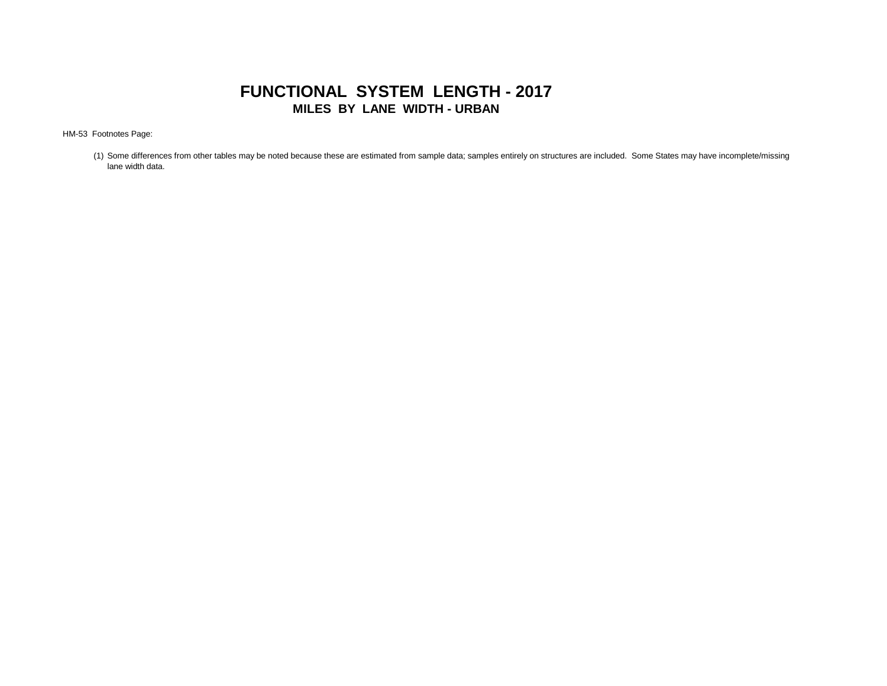# FUNCTIONAL SYSTEM LENGTH - 2017

## MILES BY LANE WIDTH - URBAN

HM-53 Footnotes Page:

(1) Some differences from other tables may be noted because these are estimated from sample data; samples entirely on structures are included. Some States may have incomplete/missing lane width data.